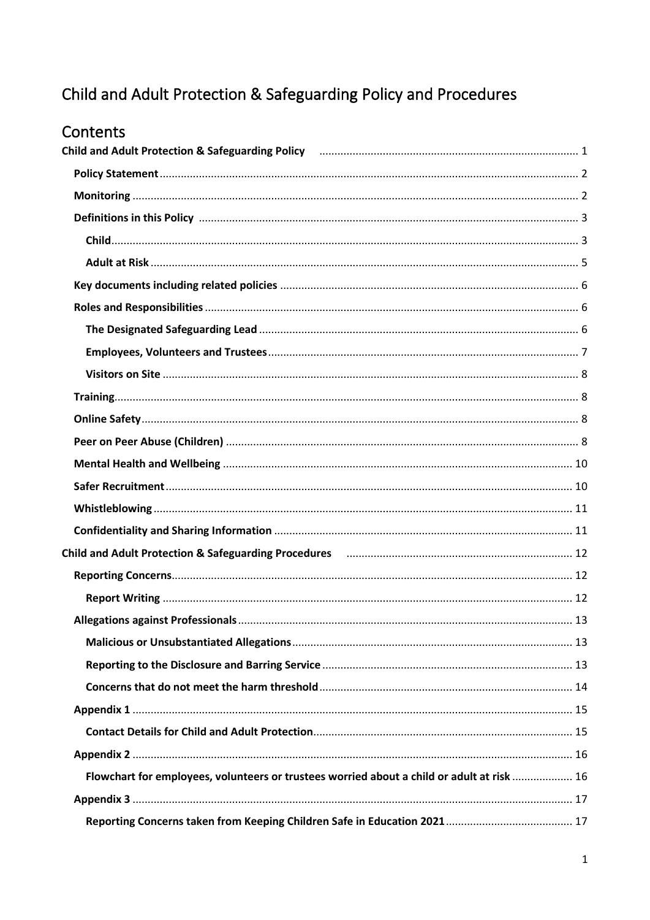# Child and Adult Protection & Safeguarding Policy and Procedures

## Contents

**Child and Adult Protection & Safeguarding Policy** ..... 1

- **Policy Statement** ..... 2
- **Monitoring** ..... 2
- **Definitions in this Policy** ..... 3
  - **Child** ..... 3
  - **Adult at Risk** ..... 5
- **Key documents including related policies** ..... 6
- **Roles and Responsibilities** ..... 6
  - **The Designated Safeguarding Lead** ..... 6
  - **Employees, Volunteers and Trustees** ..... 7
  - **Visitors on Site** ..... 8
- **Training** ..... 8
- **Online Safety** ..... 8
- **Peer on Peer Abuse (Children)** ..... 8
- **Mental Health and Wellbeing** ..... 10
- **Safer Recruitment** ..... 10
- **Whistleblowing** ..... 11
- **Confidentiality and Sharing Information** ..... 11

**Child and Adult Protection & Safeguarding Procedures** ..... 12

- **Reporting Concerns** ..... 12
  - **Report Writing** ..... 12
- **Allegations against Professionals** ..... 13
  - **Malicious or Unsubstantiated Allegations** ..... 13
  - **Reporting to the Disclosure and Barring Service** ..... 13
  - **Concerns that do not meet the harm threshold** ..... 14
- **Appendix 1** ..... 15
  - **Contact Details for Child and Adult Protection** ..... 15
- **Appendix 2** ..... 16
  - **Flowchart for employees, volunteers or trustees worried about a child or adult at risk** ..... 16
- **Appendix 3** ..... 17
  - **Reporting Concerns taken from Keeping Children Safe in Education 2021** ..... 17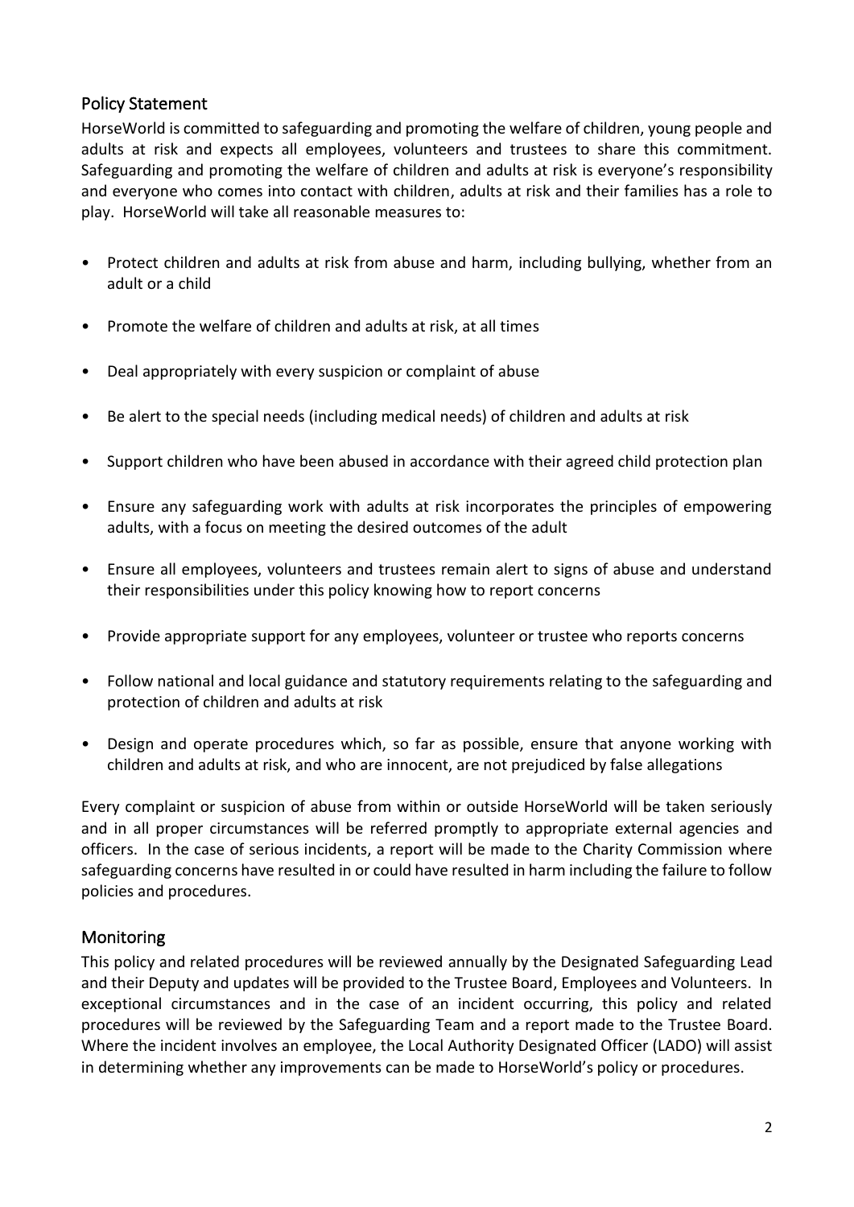## Policy Statement

HorseWorld is committed to safeguarding and promoting the welfare of children, young people and adults at risk and expects all employees, volunteers and trustees to share this commitment. Safeguarding and promoting the welfare of children and adults at risk is everyone's responsibility and everyone who comes into contact with children, adults at risk and their families has a role to play. HorseWorld will take all reasonable measures to:

- Protect children and adults at risk from abuse and harm, including bullying, whether from an adult or a child
- Promote the welfare of children and adults at risk, at all times
- Deal appropriately with every suspicion or complaint of abuse
- Be alert to the special needs (including medical needs) of children and adults at risk
- Support children who have been abused in accordance with their agreed child protection plan
- Ensure any safeguarding work with adults at risk incorporates the principles of empowering adults, with a focus on meeting the desired outcomes of the adult
- Ensure all employees, volunteers and trustees remain alert to signs of abuse and understand their responsibilities under this policy knowing how to report concerns
- Provide appropriate support for any employees, volunteer or trustee who reports concerns
- Follow national and local guidance and statutory requirements relating to the safeguarding and protection of children and adults at risk
- Design and operate procedures which, so far as possible, ensure that anyone working with children and adults at risk, and who are innocent, are not prejudiced by false allegations

Every complaint or suspicion of abuse from within or outside HorseWorld will be taken seriously and in all proper circumstances will be referred promptly to appropriate external agencies and officers. In the case of serious incidents, a report will be made to the Charity Commission where safeguarding concerns have resulted in or could have resulted in harm including the failure to follow policies and procedures.

## Monitoring

This policy and related procedures will be reviewed annually by the Designated Safeguarding Lead and their Deputy and updates will be provided to the Trustee Board, Employees and Volunteers. In exceptional circumstances and in the case of an incident occurring, this policy and related procedures will be reviewed by the Safeguarding Team and a report made to the Trustee Board. Where the incident involves an employee, the Local Authority Designated Officer (LADO) will assist in determining whether any improvements can be made to HorseWorld's policy or procedures.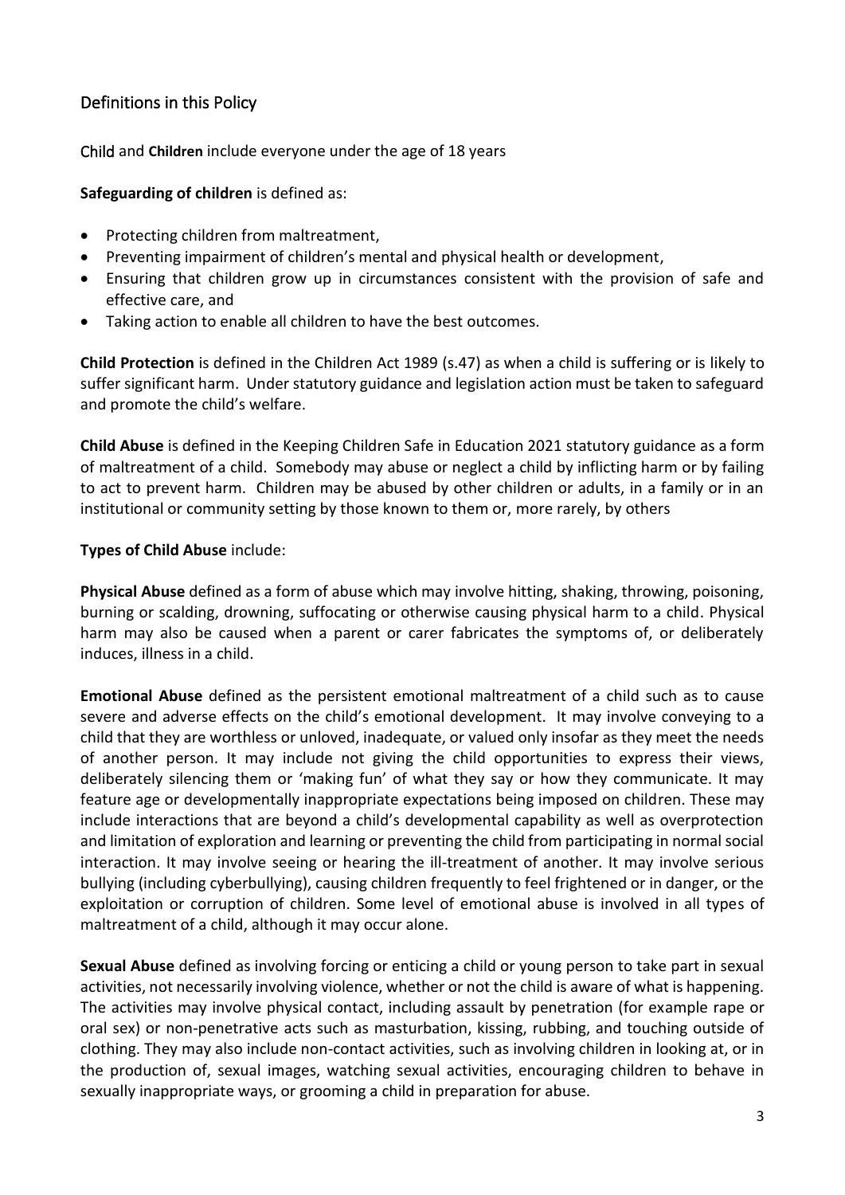## Definitions in this Policy

Child and **Children** include everyone under the age of 18 years

**Safeguarding of children** is defined as:

- Protecting children from maltreatment,
- Preventing impairment of children's mental and physical health or development,
- Ensuring that children grow up in circumstances consistent with the provision of safe and effective care, and
- Taking action to enable all children to have the best outcomes.

**Child Protection** is defined in the Children Act 1989 (s.47) as when a child is suffering or is likely to suffer significant harm. Under statutory guidance and legislation action must be taken to safeguard and promote the child's welfare.

**Child Abuse** is defined in the Keeping Children Safe in Education 2021 statutory guidance as a form of maltreatment of a child. Somebody may abuse or neglect a child by inflicting harm or by failing to act to prevent harm. Children may be abused by other children or adults, in a family or in an institutional or community setting by those known to them or, more rarely, by others

**Types of Child Abuse** include:

**Physical Abuse** defined as a form of abuse which may involve hitting, shaking, throwing, poisoning, burning or scalding, drowning, suffocating or otherwise causing physical harm to a child. Physical harm may also be caused when a parent or carer fabricates the symptoms of, or deliberately induces, illness in a child.

**Emotional Abuse** defined as the persistent emotional maltreatment of a child such as to cause severe and adverse effects on the child's emotional development. It may involve conveying to a child that they are worthless or unloved, inadequate, or valued only insofar as they meet the needs of another person. It may include not giving the child opportunities to express their views, deliberately silencing them or 'making fun' of what they say or how they communicate. It may feature age or developmentally inappropriate expectations being imposed on children. These may include interactions that are beyond a child's developmental capability as well as overprotection and limitation of exploration and learning or preventing the child from participating in normal social interaction. It may involve seeing or hearing the ill-treatment of another. It may involve serious bullying (including cyberbullying), causing children frequently to feel frightened or in danger, or the exploitation or corruption of children. Some level of emotional abuse is involved in all types of maltreatment of a child, although it may occur alone.

**Sexual Abuse** defined as involving forcing or enticing a child or young person to take part in sexual activities, not necessarily involving violence, whether or not the child is aware of what is happening. The activities may involve physical contact, including assault by penetration (for example rape or oral sex) or non-penetrative acts such as masturbation, kissing, rubbing, and touching outside of clothing. They may also include non-contact activities, such as involving children in looking at, or in the production of, sexual images, watching sexual activities, encouraging children to behave in sexually inappropriate ways, or grooming a child in preparation for abuse.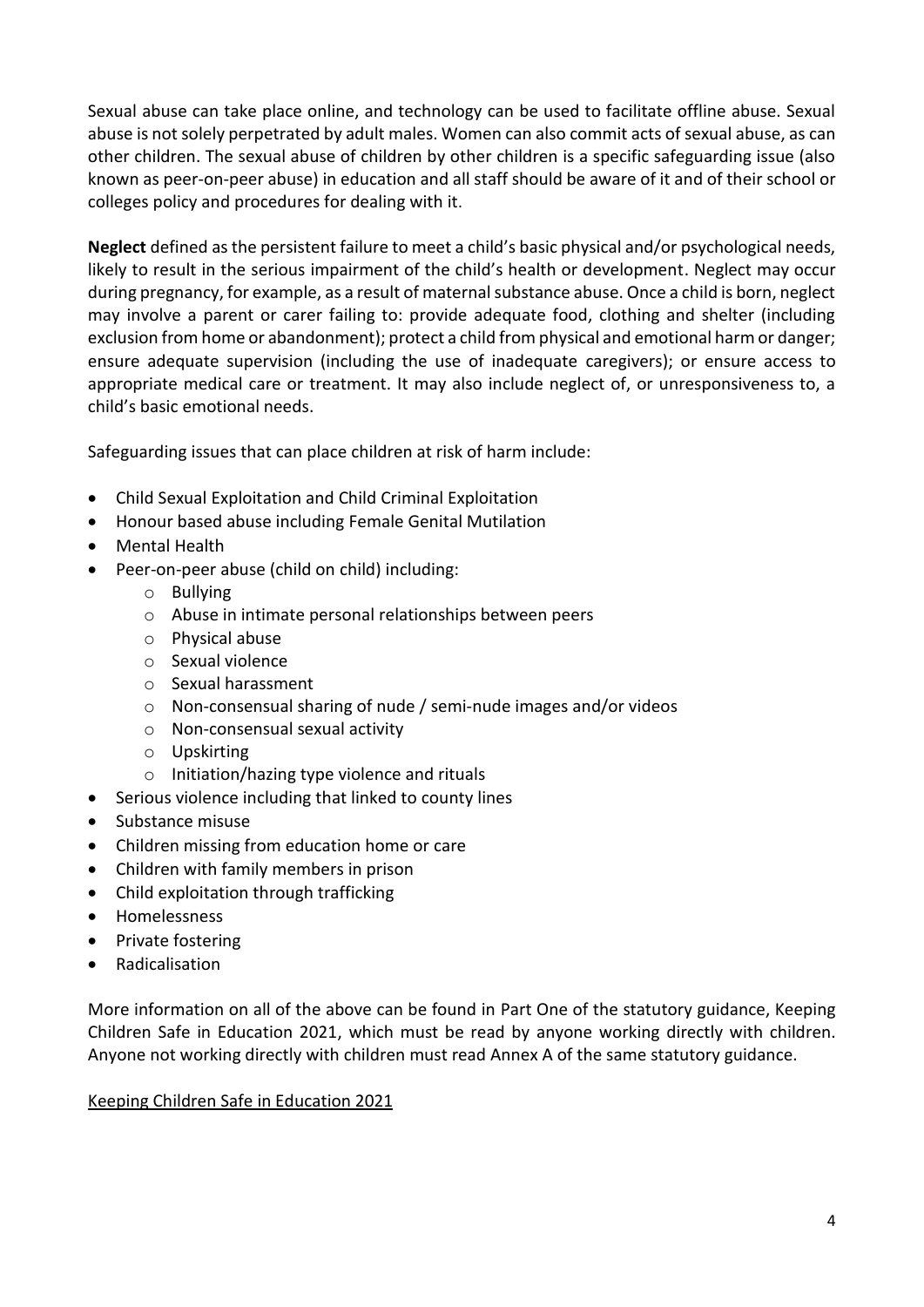Sexual abuse can take place online, and technology can be used to facilitate offline abuse. Sexual abuse is not solely perpetrated by adult males. Women can also commit acts of sexual abuse, as can other children. The sexual abuse of children by other children is a specific safeguarding issue (also known as peer-on-peer abuse) in education and all staff should be aware of it and of their school or colleges policy and procedures for dealing with it.

**Neglect** defined as the persistent failure to meet a child's basic physical and/or psychological needs, likely to result in the serious impairment of the child's health or development. Neglect may occur during pregnancy, for example, as a result of maternal substance abuse. Once a child is born, neglect may involve a parent or carer failing to: provide adequate food, clothing and shelter (including exclusion from home or abandonment); protect a child from physical and emotional harm or danger; ensure adequate supervision (including the use of inadequate caregivers); or ensure access to appropriate medical care or treatment. It may also include neglect of, or unresponsiveness to, a child's basic emotional needs.

Safeguarding issues that can place children at risk of harm include:

- Child Sexual Exploitation and Child Criminal Exploitation
- Honour based abuse including Female Genital Mutilation
- Mental Health
- Peer-on-peer abuse (child on child) including:
  - Bullying
  - Abuse in intimate personal relationships between peers
  - Physical abuse
  - Sexual violence
  - Sexual harassment
  - Non-consensual sharing of nude / semi-nude images and/or videos
  - Non-consensual sexual activity
  - Upskirting
  - Initiation/hazing type violence and rituals
- Serious violence including that linked to county lines
- Substance misuse
- Children missing from education home or care
- Children with family members in prison
- Child exploitation through trafficking
- Homelessness
- Private fostering
- Radicalisation

More information on all of the above can be found in Part One of the statutory guidance, Keeping Children Safe in Education 2021, which must be read by anyone working directly with children. Anyone not working directly with children must read Annex A of the same statutory guidance.

Keeping Children Safe in Education 2021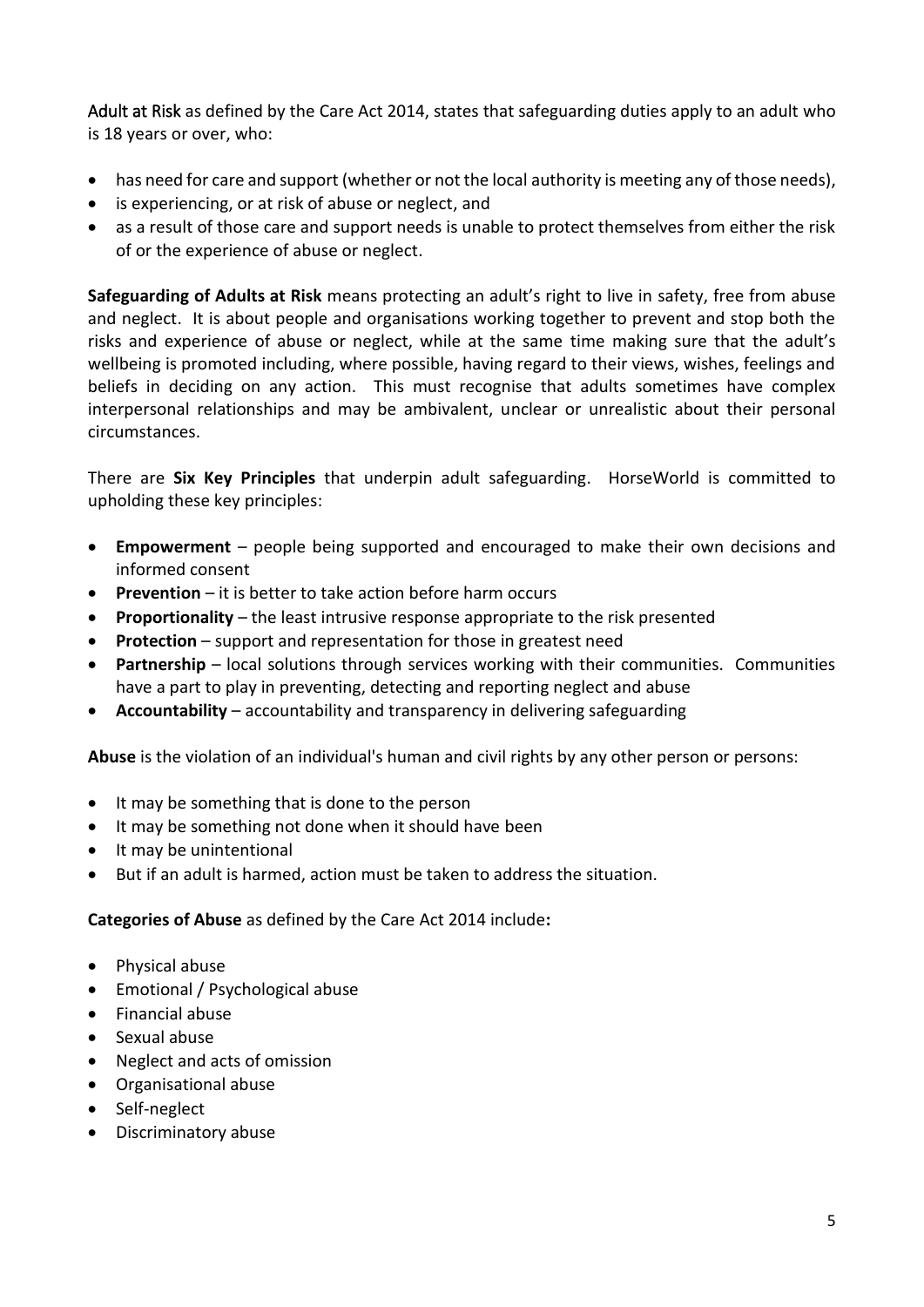Adult at Risk as defined by the Care Act 2014, states that safeguarding duties apply to an adult who is 18 years or over, who:

- has need for care and support (whether or not the local authority is meeting any of those needs),
- is experiencing, or at risk of abuse or neglect, and
- as a result of those care and support needs is unable to protect themselves from either the risk of or the experience of abuse or neglect.

**Safeguarding of Adults at Risk** means protecting an adult's right to live in safety, free from abuse and neglect. It is about people and organisations working together to prevent and stop both the risks and experience of abuse or neglect, while at the same time making sure that the adult's wellbeing is promoted including, where possible, having regard to their views, wishes, feelings and beliefs in deciding on any action. This must recognise that adults sometimes have complex interpersonal relationships and may be ambivalent, unclear or unrealistic about their personal circumstances.

There are **Six Key Principles** that underpin adult safeguarding. HorseWorld is committed to upholding these key principles:

- **Empowerment** – people being supported and encouraged to make their own decisions and informed consent
- **Prevention** – it is better to take action before harm occurs
- **Proportionality** – the least intrusive response appropriate to the risk presented
- **Protection** – support and representation for those in greatest need
- **Partnership** – local solutions through services working with their communities. Communities have a part to play in preventing, detecting and reporting neglect and abuse
- **Accountability** – accountability and transparency in delivering safeguarding

**Abuse** is the violation of an individual's human and civil rights by any other person or persons:

- It may be something that is done to the person
- It may be something not done when it should have been
- It may be unintentional
- But if an adult is harmed, action must be taken to address the situation.

**Categories of Abuse** as defined by the Care Act 2014 include**:**

- Physical abuse
- Emotional / Psychological abuse
- Financial abuse
- Sexual abuse
- Neglect and acts of omission
- Organisational abuse
- Self-neglect
- Discriminatory abuse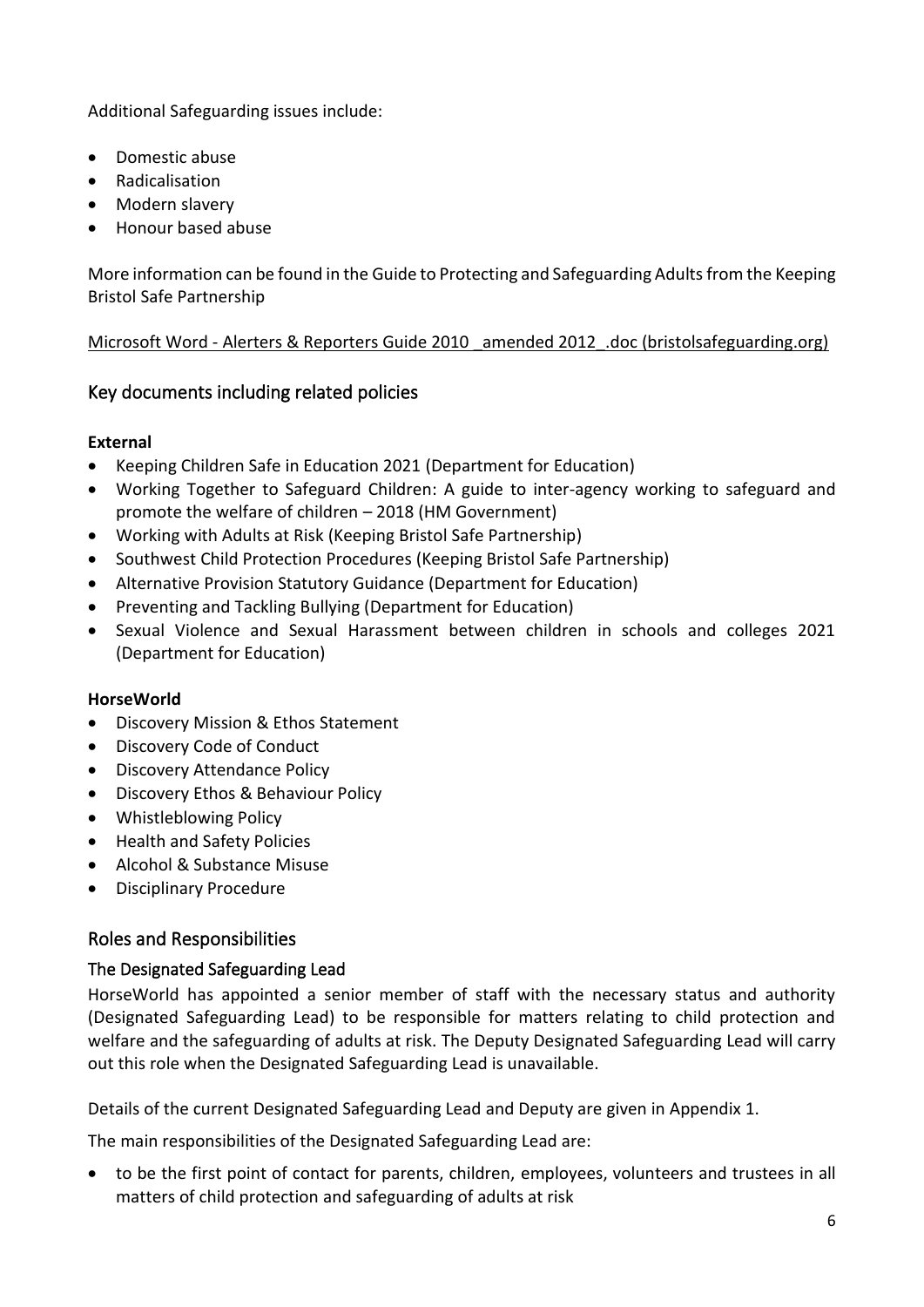Additional Safeguarding issues include:

- Domestic abuse
- Radicalisation
- Modern slavery
- Honour based abuse

More information can be found in the Guide to Protecting and Safeguarding Adults from the Keeping Bristol Safe Partnership

Microsoft Word - Alerters & Reporters Guide 2010 _amended 2012_.doc (bristolsafeguarding.org)

## Key documents including related policies

**External**

- Keeping Children Safe in Education 2021 (Department for Education)
- Working Together to Safeguard Children: A guide to inter-agency working to safeguard and promote the welfare of children – 2018 (HM Government)
- Working with Adults at Risk (Keeping Bristol Safe Partnership)
- Southwest Child Protection Procedures (Keeping Bristol Safe Partnership)
- Alternative Provision Statutory Guidance (Department for Education)
- Preventing and Tackling Bullying (Department for Education)
- Sexual Violence and Sexual Harassment between children in schools and colleges 2021 (Department for Education)

**HorseWorld**

- Discovery Mission & Ethos Statement
- Discovery Code of Conduct
- Discovery Attendance Policy
- Discovery Ethos & Behaviour Policy
- Whistleblowing Policy
- Health and Safety Policies
- Alcohol & Substance Misuse
- Disciplinary Procedure

## Roles and Responsibilities

### The Designated Safeguarding Lead

HorseWorld has appointed a senior member of staff with the necessary status and authority (Designated Safeguarding Lead) to be responsible for matters relating to child protection and welfare and the safeguarding of adults at risk. The Deputy Designated Safeguarding Lead will carry out this role when the Designated Safeguarding Lead is unavailable.

Details of the current Designated Safeguarding Lead and Deputy are given in Appendix 1.

The main responsibilities of the Designated Safeguarding Lead are:

- to be the first point of contact for parents, children, employees, volunteers and trustees in all matters of child protection and safeguarding of adults at risk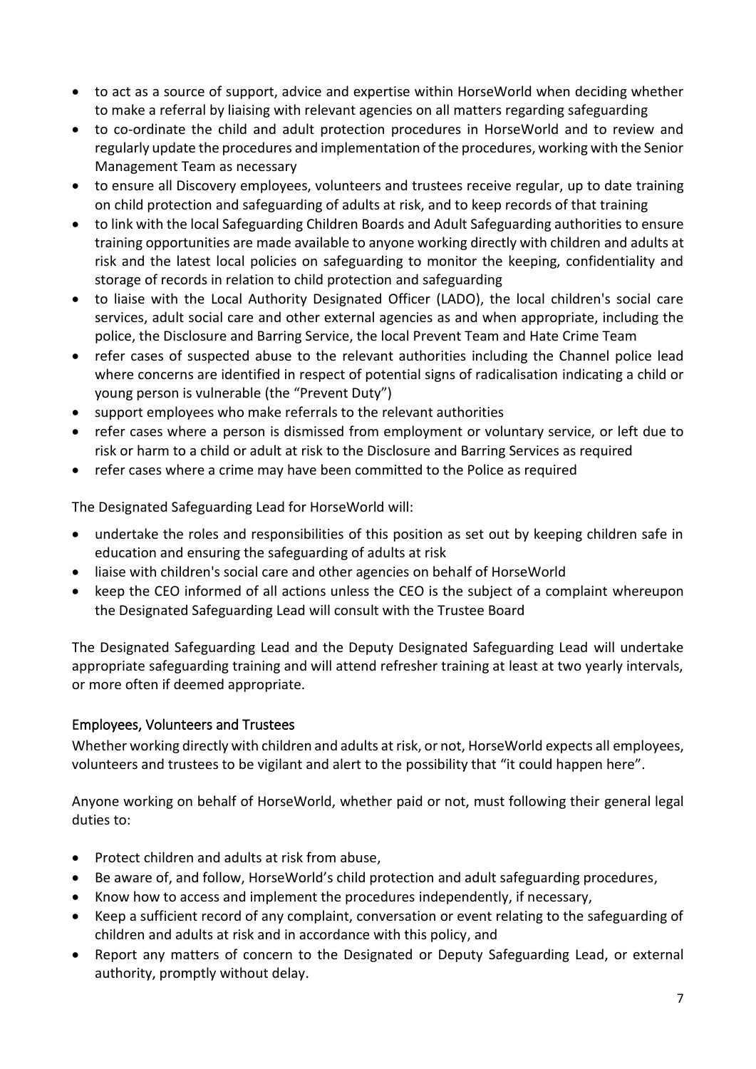- to act as a source of support, advice and expertise within HorseWorld when deciding whether to make a referral by liaising with relevant agencies on all matters regarding safeguarding
- to co-ordinate the child and adult protection procedures in HorseWorld and to review and regularly update the procedures and implementation of the procedures, working with the Senior Management Team as necessary
- to ensure all Discovery employees, volunteers and trustees receive regular, up to date training on child protection and safeguarding of adults at risk, and to keep records of that training
- to link with the local Safeguarding Children Boards and Adult Safeguarding authorities to ensure training opportunities are made available to anyone working directly with children and adults at risk and the latest local policies on safeguarding to monitor the keeping, confidentiality and storage of records in relation to child protection and safeguarding
- to liaise with the Local Authority Designated Officer (LADO), the local children's social care services, adult social care and other external agencies as and when appropriate, including the police, the Disclosure and Barring Service, the local Prevent Team and Hate Crime Team
- refer cases of suspected abuse to the relevant authorities including the Channel police lead where concerns are identified in respect of potential signs of radicalisation indicating a child or young person is vulnerable (the "Prevent Duty")
- support employees who make referrals to the relevant authorities
- refer cases where a person is dismissed from employment or voluntary service, or left due to risk or harm to a child or adult at risk to the Disclosure and Barring Services as required
- refer cases where a crime may have been committed to the Police as required

The Designated Safeguarding Lead for HorseWorld will:

- undertake the roles and responsibilities of this position as set out by keeping children safe in education and ensuring the safeguarding of adults at risk
- liaise with children's social care and other agencies on behalf of HorseWorld
- keep the CEO informed of all actions unless the CEO is the subject of a complaint whereupon the Designated Safeguarding Lead will consult with the Trustee Board

The Designated Safeguarding Lead and the Deputy Designated Safeguarding Lead will undertake appropriate safeguarding training and will attend refresher training at least at two yearly intervals, or more often if deemed appropriate.

## Employees, Volunteers and Trustees

Whether working directly with children and adults at risk, or not, HorseWorld expects all employees, volunteers and trustees to be vigilant and alert to the possibility that "it could happen here".

Anyone working on behalf of HorseWorld, whether paid or not, must following their general legal duties to:

- Protect children and adults at risk from abuse,
- Be aware of, and follow, HorseWorld's child protection and adult safeguarding procedures,
- Know how to access and implement the procedures independently, if necessary,
- Keep a sufficient record of any complaint, conversation or event relating to the safeguarding of children and adults at risk and in accordance with this policy, and
- Report any matters of concern to the Designated or Deputy Safeguarding Lead, or external authority, promptly without delay.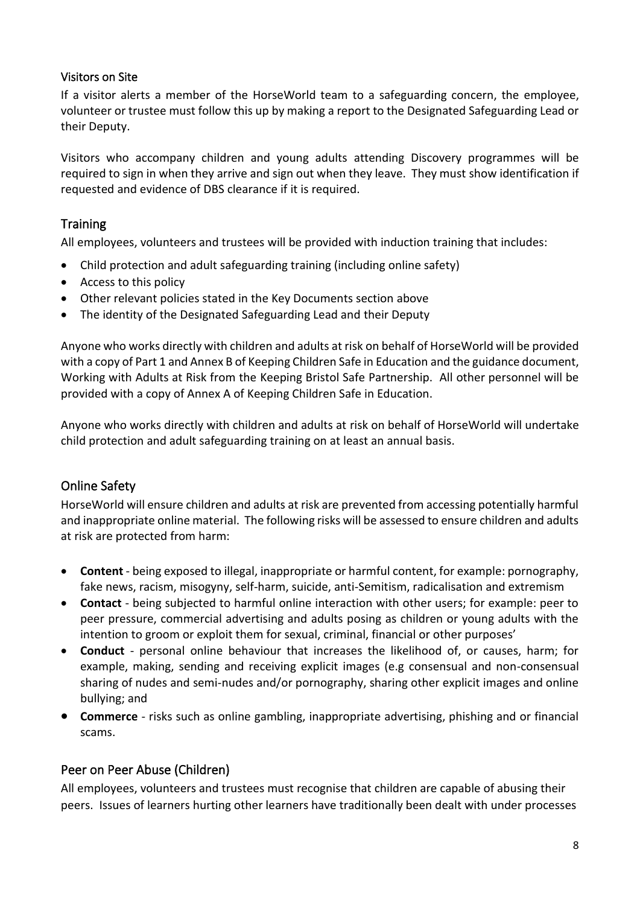### Visitors on Site

If a visitor alerts a member of the HorseWorld team to a safeguarding concern, the employee, volunteer or trustee must follow this up by making a report to the Designated Safeguarding Lead or their Deputy.

Visitors who accompany children and young adults attending Discovery programmes will be required to sign in when they arrive and sign out when they leave. They must show identification if requested and evidence of DBS clearance if it is required.

## Training

All employees, volunteers and trustees will be provided with induction training that includes:

- Child protection and adult safeguarding training (including online safety)
- Access to this policy
- Other relevant policies stated in the Key Documents section above
- The identity of the Designated Safeguarding Lead and their Deputy

Anyone who works directly with children and adults at risk on behalf of HorseWorld will be provided with a copy of Part 1 and Annex B of Keeping Children Safe in Education and the guidance document, Working with Adults at Risk from the Keeping Bristol Safe Partnership. All other personnel will be provided with a copy of Annex A of Keeping Children Safe in Education.

Anyone who works directly with children and adults at risk on behalf of HorseWorld will undertake child protection and adult safeguarding training on at least an annual basis.

## Online Safety

HorseWorld will ensure children and adults at risk are prevented from accessing potentially harmful and inappropriate online material. The following risks will be assessed to ensure children and adults at risk are protected from harm:

- **Content** - being exposed to illegal, inappropriate or harmful content, for example: pornography, fake news, racism, misogyny, self-harm, suicide, anti-Semitism, radicalisation and extremism
- **Contact** - being subjected to harmful online interaction with other users; for example: peer to peer pressure, commercial advertising and adults posing as children or young adults with the intention to groom or exploit them for sexual, criminal, financial or other purposes'
- **Conduct** - personal online behaviour that increases the likelihood of, or causes, harm; for example, making, sending and receiving explicit images (e.g consensual and non-consensual sharing of nudes and semi-nudes and/or pornography, sharing other explicit images and online bullying; and
- **Commerce** - risks such as online gambling, inappropriate advertising, phishing and or financial scams.

## Peer on Peer Abuse (Children)

All employees, volunteers and trustees must recognise that children are capable of abusing their peers. Issues of learners hurting other learners have traditionally been dealt with under processes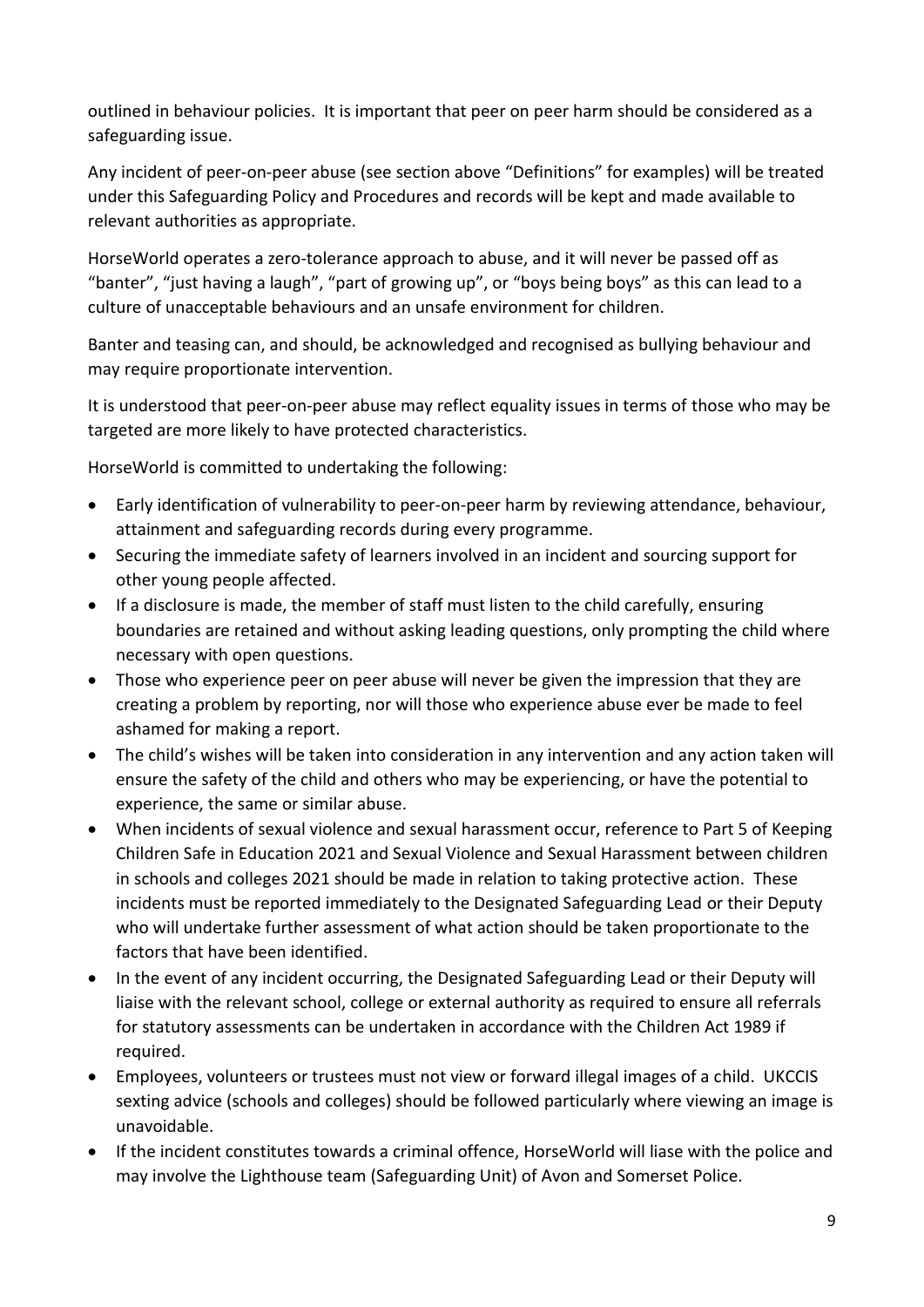outlined in behaviour policies. It is important that peer on peer harm should be considered as a safeguarding issue.

Any incident of peer-on-peer abuse (see section above "Definitions" for examples) will be treated under this Safeguarding Policy and Procedures and records will be kept and made available to relevant authorities as appropriate.

HorseWorld operates a zero-tolerance approach to abuse, and it will never be passed off as "banter", "just having a laugh", "part of growing up", or "boys being boys" as this can lead to a culture of unacceptable behaviours and an unsafe environment for children.

Banter and teasing can, and should, be acknowledged and recognised as bullying behaviour and may require proportionate intervention.

It is understood that peer-on-peer abuse may reflect equality issues in terms of those who may be targeted are more likely to have protected characteristics.

HorseWorld is committed to undertaking the following:

- Early identification of vulnerability to peer-on-peer harm by reviewing attendance, behaviour, attainment and safeguarding records during every programme.
- Securing the immediate safety of learners involved in an incident and sourcing support for other young people affected.
- If a disclosure is made, the member of staff must listen to the child carefully, ensuring boundaries are retained and without asking leading questions, only prompting the child where necessary with open questions.
- Those who experience peer on peer abuse will never be given the impression that they are creating a problem by reporting, nor will those who experience abuse ever be made to feel ashamed for making a report.
- The child's wishes will be taken into consideration in any intervention and any action taken will ensure the safety of the child and others who may be experiencing, or have the potential to experience, the same or similar abuse.
- When incidents of sexual violence and sexual harassment occur, reference to Part 5 of Keeping Children Safe in Education 2021 and Sexual Violence and Sexual Harassment between children in schools and colleges 2021 should be made in relation to taking protective action. These incidents must be reported immediately to the Designated Safeguarding Lead or their Deputy who will undertake further assessment of what action should be taken proportionate to the factors that have been identified.
- In the event of any incident occurring, the Designated Safeguarding Lead or their Deputy will liaise with the relevant school, college or external authority as required to ensure all referrals for statutory assessments can be undertaken in accordance with the Children Act 1989 if required.
- Employees, volunteers or trustees must not view or forward illegal images of a child. UKCCIS sexting advice (schools and colleges) should be followed particularly where viewing an image is unavoidable.
- If the incident constitutes towards a criminal offence, HorseWorld will liase with the police and may involve the Lighthouse team (Safeguarding Unit) of Avon and Somerset Police.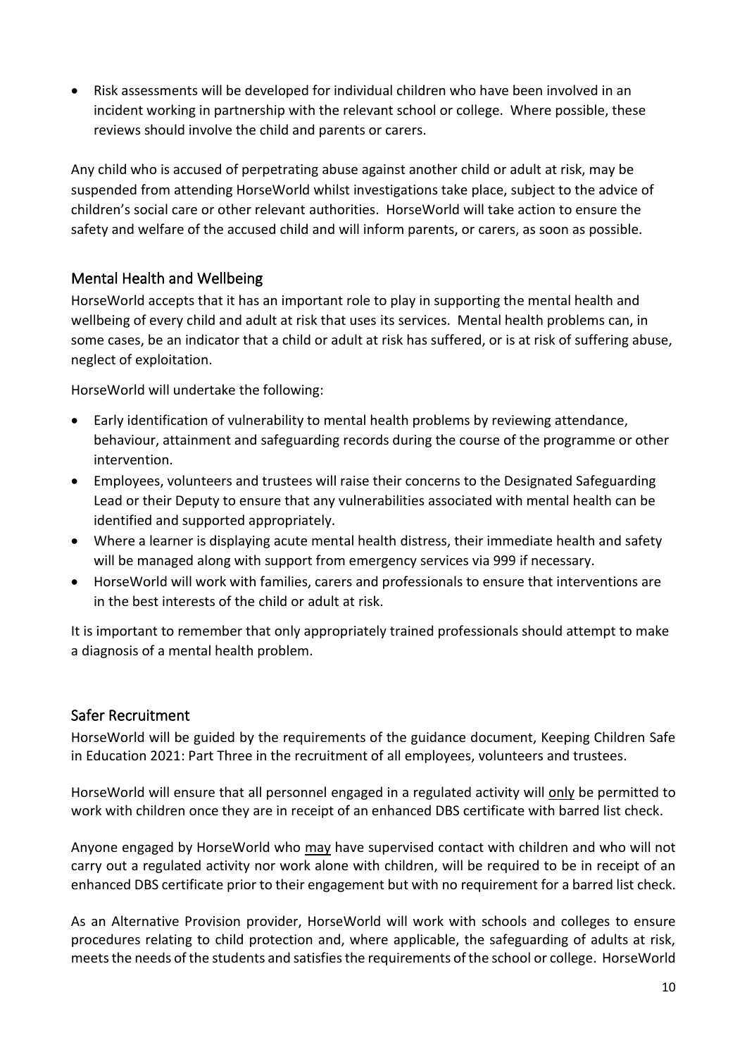- Risk assessments will be developed for individual children who have been involved in an incident working in partnership with the relevant school or college. Where possible, these reviews should involve the child and parents or carers.

Any child who is accused of perpetrating abuse against another child or adult at risk, may be suspended from attending HorseWorld whilst investigations take place, subject to the advice of children's social care or other relevant authorities. HorseWorld will take action to ensure the safety and welfare of the accused child and will inform parents, or carers, as soon as possible.

## Mental Health and Wellbeing

HorseWorld accepts that it has an important role to play in supporting the mental health and wellbeing of every child and adult at risk that uses its services. Mental health problems can, in some cases, be an indicator that a child or adult at risk has suffered, or is at risk of suffering abuse, neglect of exploitation.

HorseWorld will undertake the following:

- Early identification of vulnerability to mental health problems by reviewing attendance, behaviour, attainment and safeguarding records during the course of the programme or other intervention.
- Employees, volunteers and trustees will raise their concerns to the Designated Safeguarding Lead or their Deputy to ensure that any vulnerabilities associated with mental health can be identified and supported appropriately.
- Where a learner is displaying acute mental health distress, their immediate health and safety will be managed along with support from emergency services via 999 if necessary.
- HorseWorld will work with families, carers and professionals to ensure that interventions are in the best interests of the child or adult at risk.

It is important to remember that only appropriately trained professionals should attempt to make a diagnosis of a mental health problem.

## Safer Recruitment

HorseWorld will be guided by the requirements of the guidance document, Keeping Children Safe in Education 2021: Part Three in the recruitment of all employees, volunteers and trustees.

HorseWorld will ensure that all personnel engaged in a regulated activity will <u>only</u> be permitted to work with children once they are in receipt of an enhanced DBS certificate with barred list check.

Anyone engaged by HorseWorld who <u>may</u> have supervised contact with children and who will not carry out a regulated activity nor work alone with children, will be required to be in receipt of an enhanced DBS certificate prior to their engagement but with no requirement for a barred list check.

As an Alternative Provision provider, HorseWorld will work with schools and colleges to ensure procedures relating to child protection and, where applicable, the safeguarding of adults at risk, meets the needs of the students and satisfies the requirements of the school or college. HorseWorld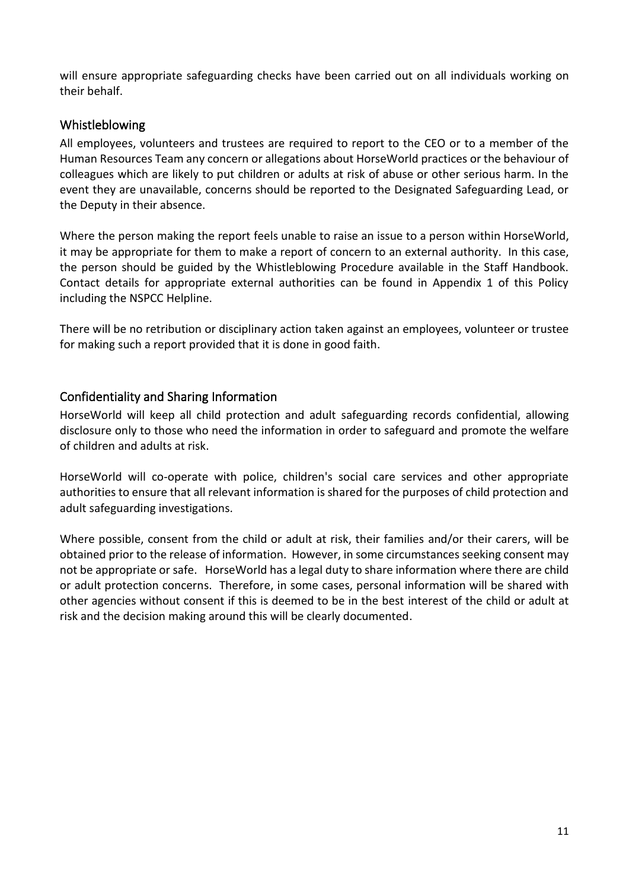will ensure appropriate safeguarding checks have been carried out on all individuals working on their behalf.

## Whistleblowing

All employees, volunteers and trustees are required to report to the CEO or to a member of the Human Resources Team any concern or allegations about HorseWorld practices or the behaviour of colleagues which are likely to put children or adults at risk of abuse or other serious harm. In the event they are unavailable, concerns should be reported to the Designated Safeguarding Lead, or the Deputy in their absence.

Where the person making the report feels unable to raise an issue to a person within HorseWorld, it may be appropriate for them to make a report of concern to an external authority. In this case, the person should be guided by the Whistleblowing Procedure available in the Staff Handbook. Contact details for appropriate external authorities can be found in Appendix 1 of this Policy including the NSPCC Helpline.

There will be no retribution or disciplinary action taken against an employees, volunteer or trustee for making such a report provided that it is done in good faith.

## Confidentiality and Sharing Information

HorseWorld will keep all child protection and adult safeguarding records confidential, allowing disclosure only to those who need the information in order to safeguard and promote the welfare of children and adults at risk.

HorseWorld will co-operate with police, children's social care services and other appropriate authorities to ensure that all relevant information is shared for the purposes of child protection and adult safeguarding investigations.

Where possible, consent from the child or adult at risk, their families and/or their carers, will be obtained prior to the release of information. However, in some circumstances seeking consent may not be appropriate or safe. HorseWorld has a legal duty to share information where there are child or adult protection concerns. Therefore, in some cases, personal information will be shared with other agencies without consent if this is deemed to be in the best interest of the child or adult at risk and the decision making around this will be clearly documented.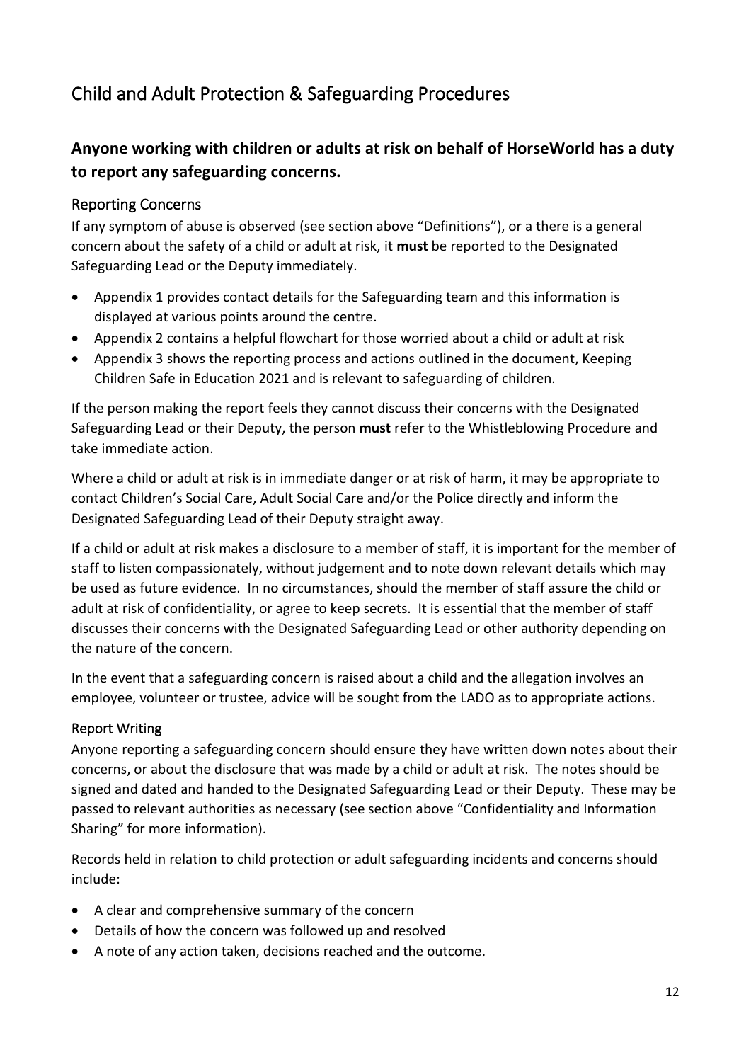# Child and Adult Protection & Safeguarding Procedures

## Anyone working with children or adults at risk on behalf of HorseWorld has a duty to report any safeguarding concerns.

### Reporting Concerns

If any symptom of abuse is observed (see section above "Definitions"), or a there is a general concern about the safety of a child or adult at risk, it **must** be reported to the Designated Safeguarding Lead or the Deputy immediately.

- Appendix 1 provides contact details for the Safeguarding team and this information is displayed at various points around the centre.
- Appendix 2 contains a helpful flowchart for those worried about a child or adult at risk
- Appendix 3 shows the reporting process and actions outlined in the document, Keeping Children Safe in Education 2021 and is relevant to safeguarding of children.

If the person making the report feels they cannot discuss their concerns with the Designated Safeguarding Lead or their Deputy, the person **must** refer to the Whistleblowing Procedure and take immediate action.

Where a child or adult at risk is in immediate danger or at risk of harm, it may be appropriate to contact Children's Social Care, Adult Social Care and/or the Police directly and inform the Designated Safeguarding Lead of their Deputy straight away.

If a child or adult at risk makes a disclosure to a member of staff, it is important for the member of staff to listen compassionately, without judgement and to note down relevant details which may be used as future evidence. In no circumstances, should the member of staff assure the child or adult at risk of confidentiality, or agree to keep secrets. It is essential that the member of staff discusses their concerns with the Designated Safeguarding Lead or other authority depending on the nature of the concern.

In the event that a safeguarding concern is raised about a child and the allegation involves an employee, volunteer or trustee, advice will be sought from the LADO as to appropriate actions.

### Report Writing

Anyone reporting a safeguarding concern should ensure they have written down notes about their concerns, or about the disclosure that was made by a child or adult at risk. The notes should be signed and dated and handed to the Designated Safeguarding Lead or their Deputy. These may be passed to relevant authorities as necessary (see section above "Confidentiality and Information Sharing" for more information).

Records held in relation to child protection or adult safeguarding incidents and concerns should include:

- A clear and comprehensive summary of the concern
- Details of how the concern was followed up and resolved
- A note of any action taken, decisions reached and the outcome.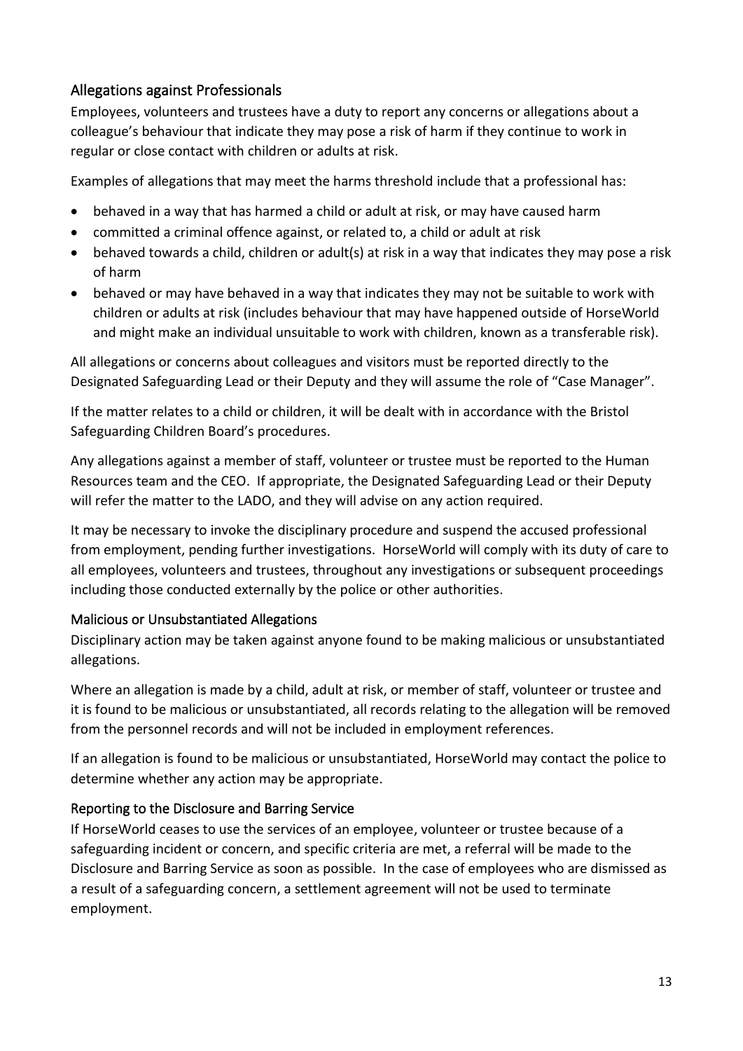## Allegations against Professionals

Employees, volunteers and trustees have a duty to report any concerns or allegations about a colleague's behaviour that indicate they may pose a risk of harm if they continue to work in regular or close contact with children or adults at risk.

Examples of allegations that may meet the harms threshold include that a professional has:

- behaved in a way that has harmed a child or adult at risk, or may have caused harm
- committed a criminal offence against, or related to, a child or adult at risk
- behaved towards a child, children or adult(s) at risk in a way that indicates they may pose a risk of harm
- behaved or may have behaved in a way that indicates they may not be suitable to work with children or adults at risk (includes behaviour that may have happened outside of HorseWorld and might make an individual unsuitable to work with children, known as a transferable risk).

All allegations or concerns about colleagues and visitors must be reported directly to the Designated Safeguarding Lead or their Deputy and they will assume the role of "Case Manager".

If the matter relates to a child or children, it will be dealt with in accordance with the Bristol Safeguarding Children Board's procedures.

Any allegations against a member of staff, volunteer or trustee must be reported to the Human Resources team and the CEO. If appropriate, the Designated Safeguarding Lead or their Deputy will refer the matter to the LADO, and they will advise on any action required.

It may be necessary to invoke the disciplinary procedure and suspend the accused professional from employment, pending further investigations. HorseWorld will comply with its duty of care to all employees, volunteers and trustees, throughout any investigations or subsequent proceedings including those conducted externally by the police or other authorities.

### Malicious or Unsubstantiated Allegations

Disciplinary action may be taken against anyone found to be making malicious or unsubstantiated allegations.

Where an allegation is made by a child, adult at risk, or member of staff, volunteer or trustee and it is found to be malicious or unsubstantiated, all records relating to the allegation will be removed from the personnel records and will not be included in employment references.

If an allegation is found to be malicious or unsubstantiated, HorseWorld may contact the police to determine whether any action may be appropriate.

### Reporting to the Disclosure and Barring Service

If HorseWorld ceases to use the services of an employee, volunteer or trustee because of a safeguarding incident or concern, and specific criteria are met, a referral will be made to the Disclosure and Barring Service as soon as possible. In the case of employees who are dismissed as a result of a safeguarding concern, a settlement agreement will not be used to terminate employment.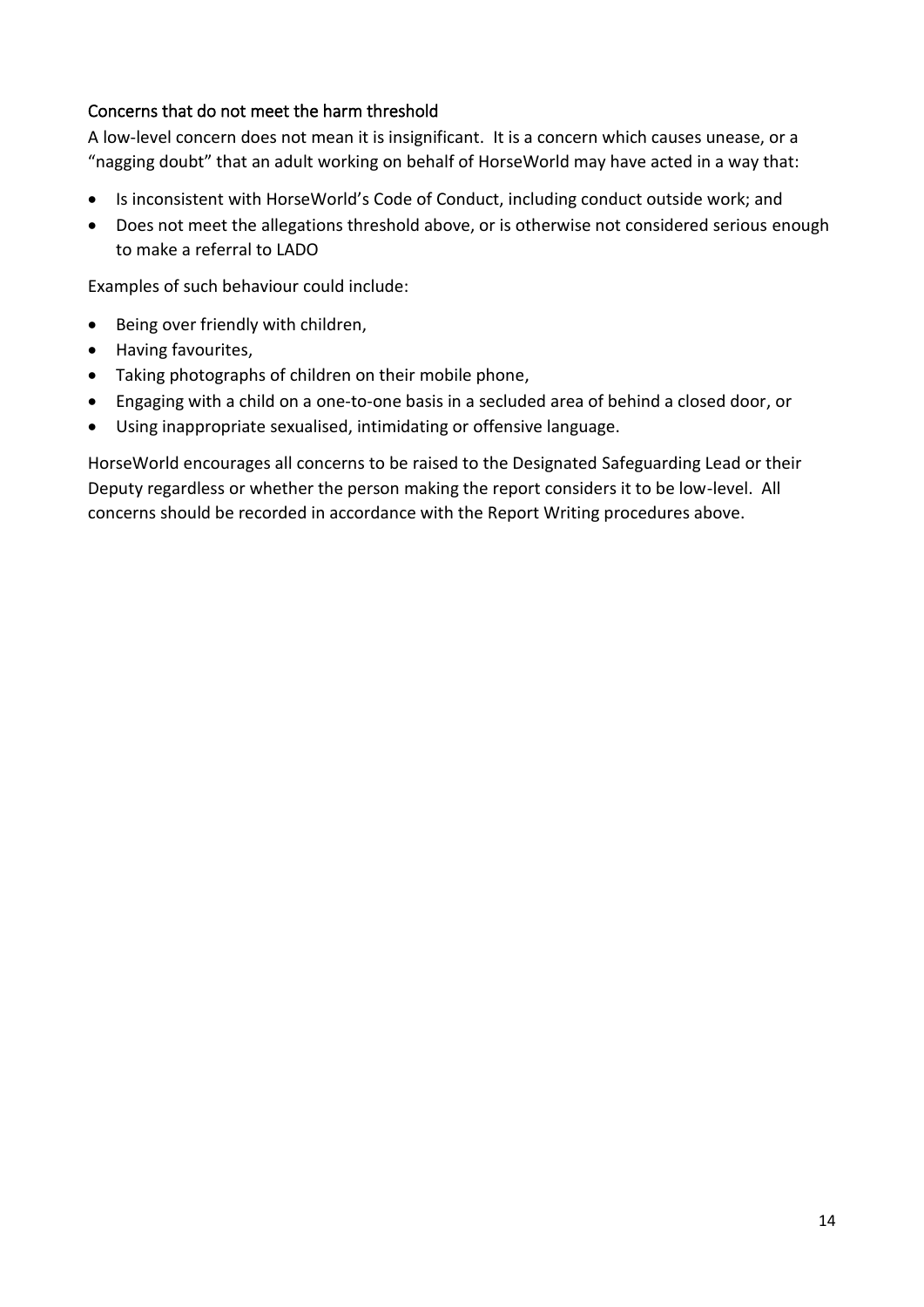### Concerns that do not meet the harm threshold

A low-level concern does not mean it is insignificant. It is a concern which causes unease, or a "nagging doubt" that an adult working on behalf of HorseWorld may have acted in a way that:

- Is inconsistent with HorseWorld's Code of Conduct, including conduct outside work; and
- Does not meet the allegations threshold above, or is otherwise not considered serious enough to make a referral to LADO

Examples of such behaviour could include:

- Being over friendly with children,
- Having favourites,
- Taking photographs of children on their mobile phone,
- Engaging with a child on a one-to-one basis in a secluded area of behind a closed door, or
- Using inappropriate sexualised, intimidating or offensive language.

HorseWorld encourages all concerns to be raised to the Designated Safeguarding Lead or their Deputy regardless or whether the person making the report considers it to be low-level. All concerns should be recorded in accordance with the Report Writing procedures above.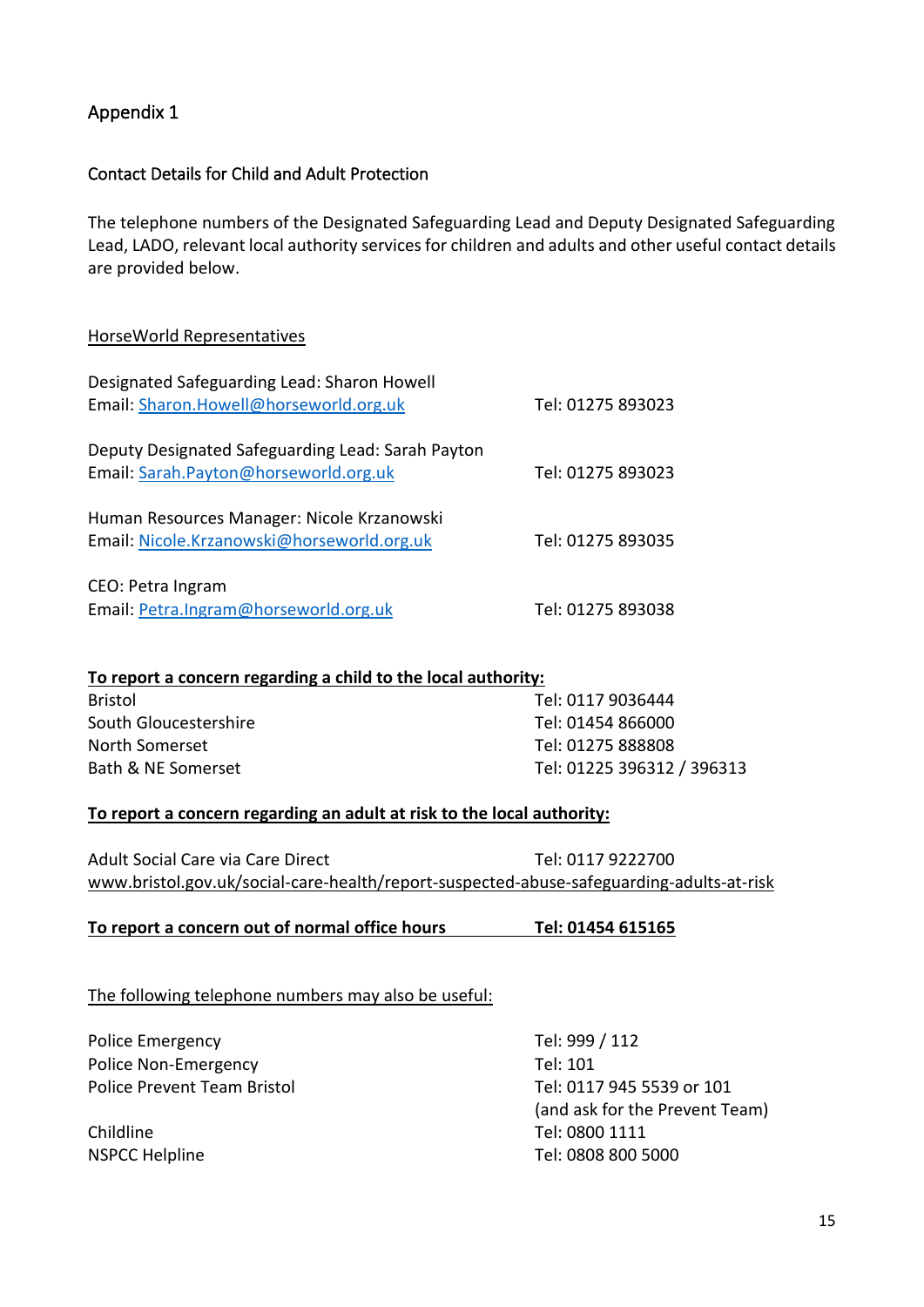# Appendix 1

## Contact Details for Child and Adult Protection

The telephone numbers of the Designated Safeguarding Lead and Deputy Designated Safeguarding Lead, LADO, relevant local authority services for children and adults and other useful contact details are provided below.

### HorseWorld Representatives

Designated Safeguarding Lead: Sharon Howell
Email: Sharon.Howell@horseworld.org.uk — Tel: 01275 893023

Deputy Designated Safeguarding Lead: Sarah Payton
Email: Sarah.Payton@horseworld.org.uk — Tel: 01275 893023

Human Resources Manager: Nicole Krzanowski
Email: Nicole.Krzanowski@horseworld.org.uk — Tel: 01275 893035

CEO: Petra Ingram
Email: Petra.Ingram@horseworld.org.uk — Tel: 01275 893038

### **To report a concern regarding a child to the local authority:**

| | |
|---|---|
| Bristol | Tel: 0117 9036444 |
| South Gloucestershire | Tel: 01454 866000 |
| North Somerset | Tel: 01275 888808 |
| Bath & NE Somerset | Tel: 01225 396312 / 396313 |

### **To report a concern regarding an adult at risk to the local authority:**

Adult Social Care via Care Direct — Tel: 0117 9222700
www.bristol.gov.uk/social-care-health/report-suspected-abuse-safeguarding-adults-at-risk

**To report a concern out of normal office hours — Tel: 01454 615165**

### The following telephone numbers may also be useful:

| | |
|---|---|
| Police Emergency | Tel: 999 / 112 |
| Police Non-Emergency | Tel: 101 |
| Police Prevent Team Bristol | Tel: 0117 945 5539 or 101 (and ask for the Prevent Team) |
| Childline | Tel: 0800 1111 |
| NSPCC Helpline | Tel: 0808 800 5000 |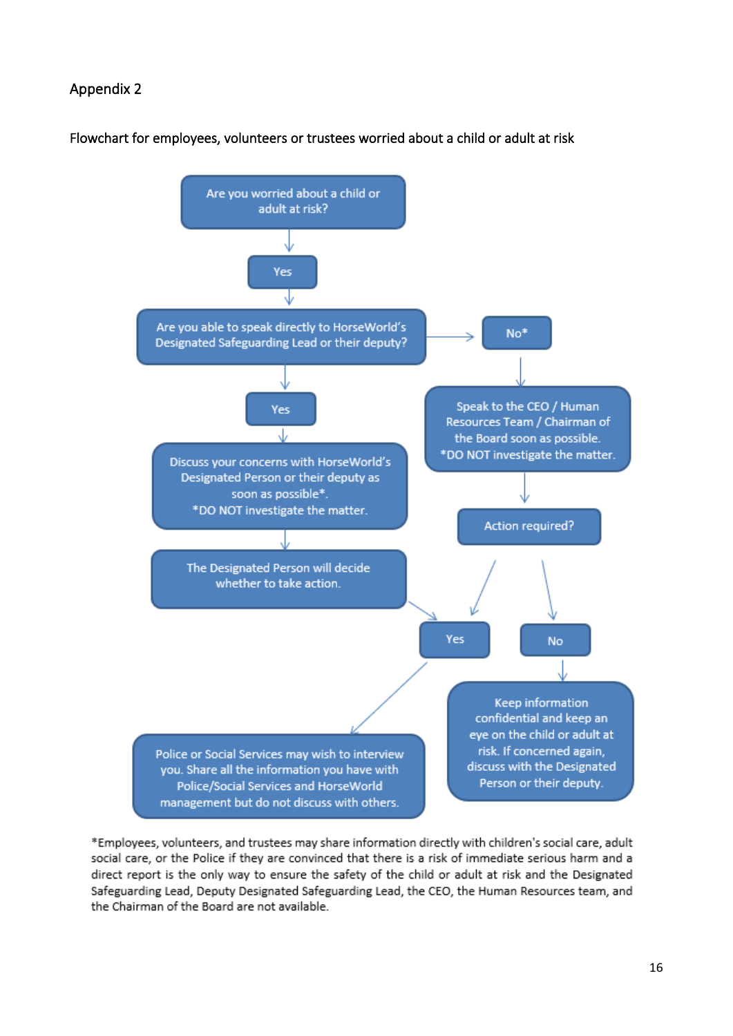Appendix 2

Flowchart for employees, volunteers or trustees worried about a child or adult at risk

Are you worried about a child or adult at risk?

Yes

Are you able to speak directly to HorseWorld's Designated Safeguarding Lead or their deputy?

Yes

Discuss your concerns with HorseWorld's Designated Person or their deputy as soon as possible*.
*DO NOT investigate the matter.

The Designated Person will decide whether to take action.

No*

Speak to the CEO / Human Resources Team / Chairman of the Board soon as possible.
*DO NOT investigate the matter.

Action required?

Yes

Police or Social Services may wish to interview you. Share all the information you have with Police/Social Services and HorseWorld management but do not discuss with others.

No

Keep information confidential and keep an eye on the child or adult at risk. If concerned again, discuss with the Designated Person or their deputy.

*Employees, volunteers, and trustees may share information directly with children's social care, adult social care, or the Police if they are convinced that there is a risk of immediate serious harm and a direct report is the only way to ensure the safety of the child or adult at risk and the Designated Safeguarding Lead, Deputy Designated Safeguarding Lead, the CEO, the Human Resources team, and the Chairman of the Board are not available.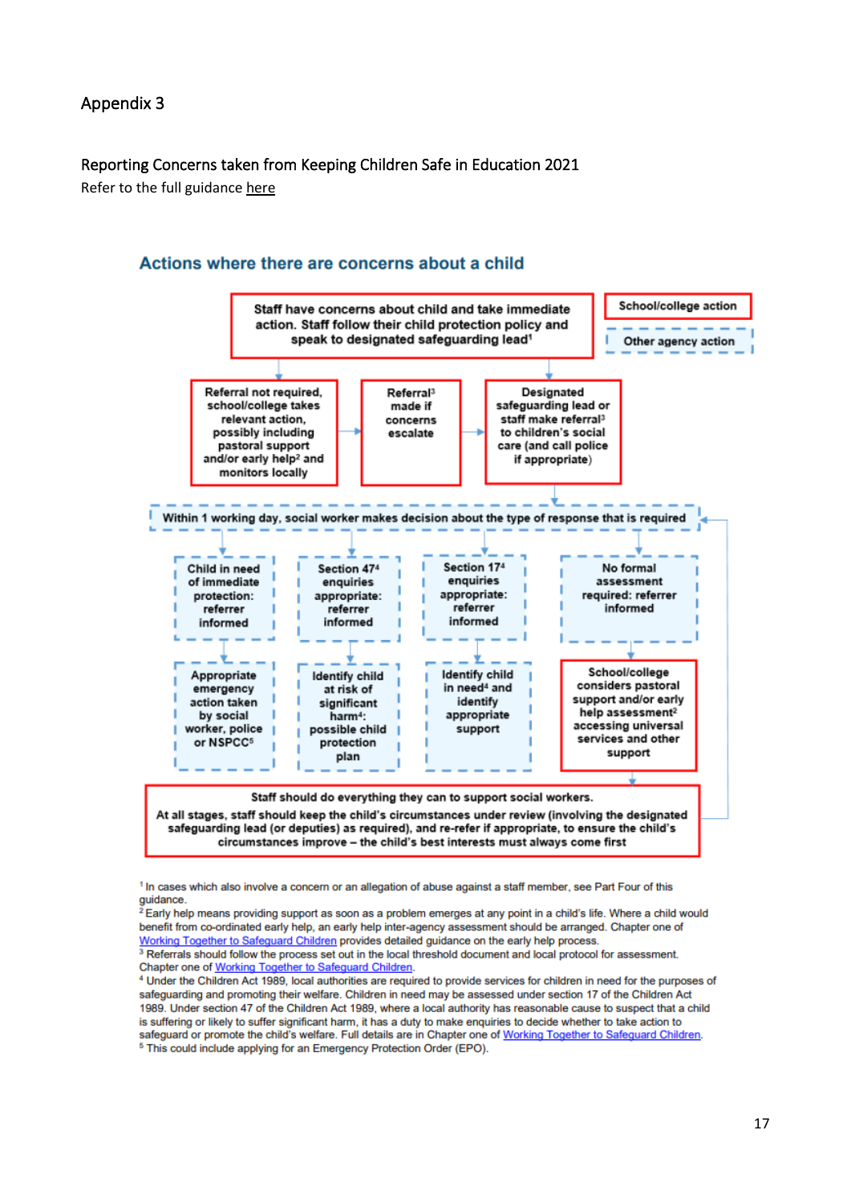Appendix 3

Reporting Concerns taken from Keeping Children Safe in Education 2021

Refer to the full guidance here

## Actions where there are concerns about a child

School/college action

Other agency action

Staff have concerns about child and take immediate action. Staff follow their child protection policy and speak to designated safeguarding lead[1]

Referral not required, school/college takes relevant action, possibly including pastoral support and/or early help[2] and monitors locally

Referral[3] made if concerns escalate

Designated safeguarding lead or staff make referral[3] to children's social care (and call police if appropriate)

Within 1 working day, social worker makes decision about the type of response that is required

Child in need of immediate protection: referrer informed

Section 47[4] enquiries appropriate: referrer informed

Section 17[4] enquiries appropriate: referrer informed

No formal assessment required: referrer informed

Appropriate emergency action taken by social worker, police or NSPCC[5]

Identify child at risk of significant harm[4]: possible child protection plan

Identify child in need[4] and identify appropriate support

School/college considers pastoral support and/or early help assessment[2] accessing universal services and other support

Staff should do everything they can to support social workers.

At all stages, staff should keep the child's circumstances under review (involving the designated safeguarding lead (or deputies) as required), and re-refer if appropriate, to ensure the child's circumstances improve – the child's best interests must always come first

[1] In cases which also involve a concern or an allegation of abuse against a staff member, see Part Four of this guidance.

[2] Early help means providing support as soon as a problem emerges at any point in a child's life. Where a child would benefit from co-ordinated early help, an early help inter-agency assessment should be arranged. Chapter one of Working Together to Safeguard Children provides detailed guidance on the early help process.

[3] Referrals should follow the process set out in the local threshold document and local protocol for assessment. Chapter one of Working Together to Safeguard Children.

[4] Under the Children Act 1989, local authorities are required to provide services for children in need for the purposes of safeguarding and promoting their welfare. Children in need may be assessed under section 17 of the Children Act 1989. Under section 47 of the Children Act 1989, where a local authority has reasonable cause to suspect that a child is suffering or likely to suffer significant harm, it has a duty to make enquiries to decide whether to take action to safeguard or promote the child's welfare. Full details are in Chapter one of Working Together to Safeguard Children.

[5] This could include applying for an Emergency Protection Order (EPO).